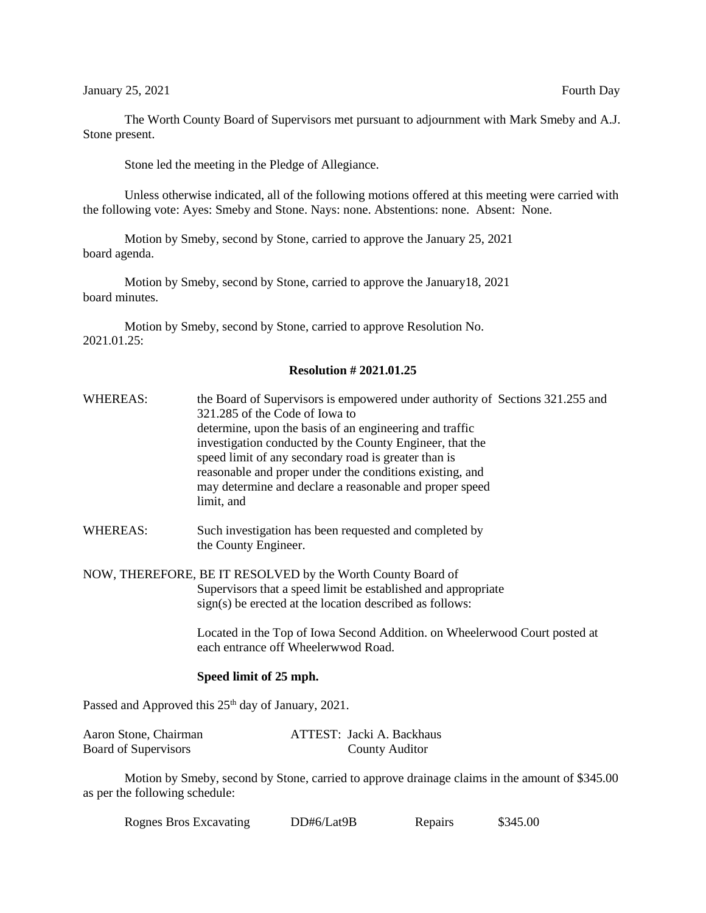January 25, 2021 Fourth Day

The Worth County Board of Supervisors met pursuant to adjournment with Mark Smeby and A.J. Stone present.

Stone led the meeting in the Pledge of Allegiance.

Unless otherwise indicated, all of the following motions offered at this meeting were carried with the following vote: Ayes: Smeby and Stone. Nays: none. Abstentions: none. Absent: None.

Motion by Smeby, second by Stone, carried to approve the January 25, 2021 board agenda.

Motion by Smeby, second by Stone, carried to approve the January18, 2021 board minutes.

Motion by Smeby, second by Stone, carried to approve Resolution No. 2021.01.25:

**Resolution # 2021.01.25**

WHEREAS: the Board of Supervisors is empowered under authority of Sections 321.255 and 321.285 of the Code of Iowa to determine, upon the basis of an engineering and traffic investigation conducted by the County Engineer, that the speed limit of any secondary road is greater than is reasonable and proper under the conditions existing, and may determine and declare a reasonable and proper speed limit, and

WHEREAS: Such investigation has been requested and completed by the County Engineer.

NOW, THEREFORE, BE IT RESOLVED by the Worth County Board of Supervisors that a speed limit be established and appropriate sign(s) be erected at the location described as follows:

Located in the Top of Iowa Second Addition. on Wheelerwood Court posted at each entrance off Wheelerwwod Road.

**Speed limit of 25 mph.**

Passed and Approved this 25th day of January, 2021.

Aaron Stone, Chairman
Board of Supervisors

ATTEST: Jacki A. Backhaus
County Auditor

Motion by Smeby, second by Stone, carried to approve drainage claims in the amount of $345.00 as per the following schedule:

| Rognes Bros Excavating | DD#6/Lat9B | Repairs | $345.00 |
|---|---|---|---|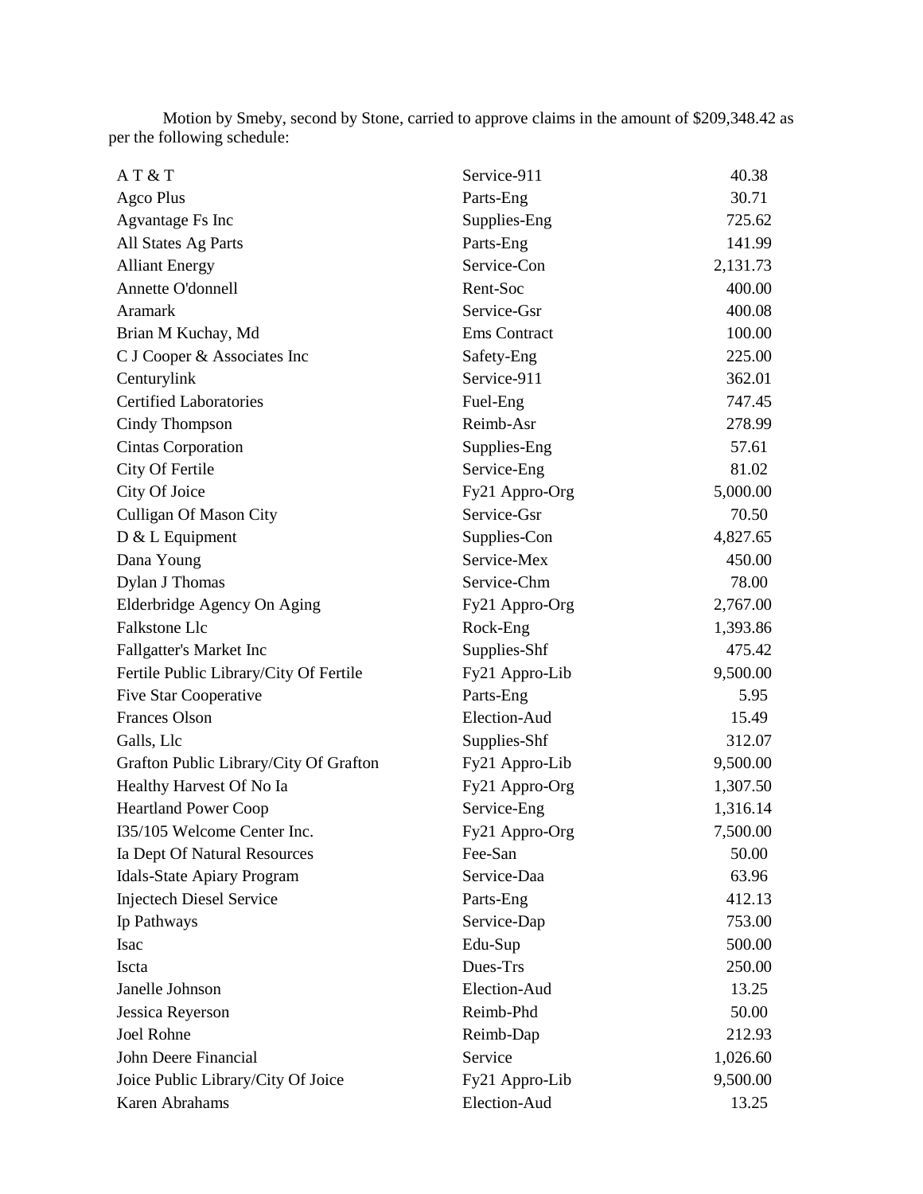Motion by Smeby, second by Stone, carried to approve claims in the amount of $209,348.42 as per the following schedule:

| | | |
|---|---|---|
| A T & T | Service-911 | 40.38 |
| Agco Plus | Parts-Eng | 30.71 |
| Agvantage Fs Inc | Supplies-Eng | 725.62 |
| All States Ag Parts | Parts-Eng | 141.99 |
| Alliant Energy | Service-Con | 2,131.73 |
| Annette O'donnell | Rent-Soc | 400.00 |
| Aramark | Service-Gsr | 400.08 |
| Brian M Kuchay, Md | Ems Contract | 100.00 |
| C J Cooper & Associates Inc | Safety-Eng | 225.00 |
| Centurylink | Service-911 | 362.01 |
| Certified Laboratories | Fuel-Eng | 747.45 |
| Cindy Thompson | Reimb-Asr | 278.99 |
| Cintas Corporation | Supplies-Eng | 57.61 |
| City Of Fertile | Service-Eng | 81.02 |
| City Of Joice | Fy21 Appro-Org | 5,000.00 |
| Culligan Of Mason City | Service-Gsr | 70.50 |
| D & L Equipment | Supplies-Con | 4,827.65 |
| Dana Young | Service-Mex | 450.00 |
| Dylan J Thomas | Service-Chm | 78.00 |
| Elderbridge Agency On Aging | Fy21 Appro-Org | 2,767.00 |
| Falkstone Llc | Rock-Eng | 1,393.86 |
| Fallgatter's Market Inc | Supplies-Shf | 475.42 |
| Fertile Public Library/City Of Fertile | Fy21 Appro-Lib | 9,500.00 |
| Five Star Cooperative | Parts-Eng | 5.95 |
| Frances Olson | Election-Aud | 15.49 |
| Galls, Llc | Supplies-Shf | 312.07 |
| Grafton Public Library/City Of Grafton | Fy21 Appro-Lib | 9,500.00 |
| Healthy Harvest Of No Ia | Fy21 Appro-Org | 1,307.50 |
| Heartland Power Coop | Service-Eng | 1,316.14 |
| I35/105 Welcome Center Inc. | Fy21 Appro-Org | 7,500.00 |
| Ia Dept Of Natural Resources | Fee-San | 50.00 |
| Idals-State Apiary Program | Service-Daa | 63.96 |
| Injectech Diesel Service | Parts-Eng | 412.13 |
| Ip Pathways | Service-Dap | 753.00 |
| Isac | Edu-Sup | 500.00 |
| Iscta | Dues-Trs | 250.00 |
| Janelle Johnson | Election-Aud | 13.25 |
| Jessica Reyerson | Reimb-Phd | 50.00 |
| Joel Rohne | Reimb-Dap | 212.93 |
| John Deere Financial | Service | 1,026.60 |
| Joice Public Library/City Of Joice | Fy21 Appro-Lib | 9,500.00 |
| Karen Abrahams | Election-Aud | 13.25 |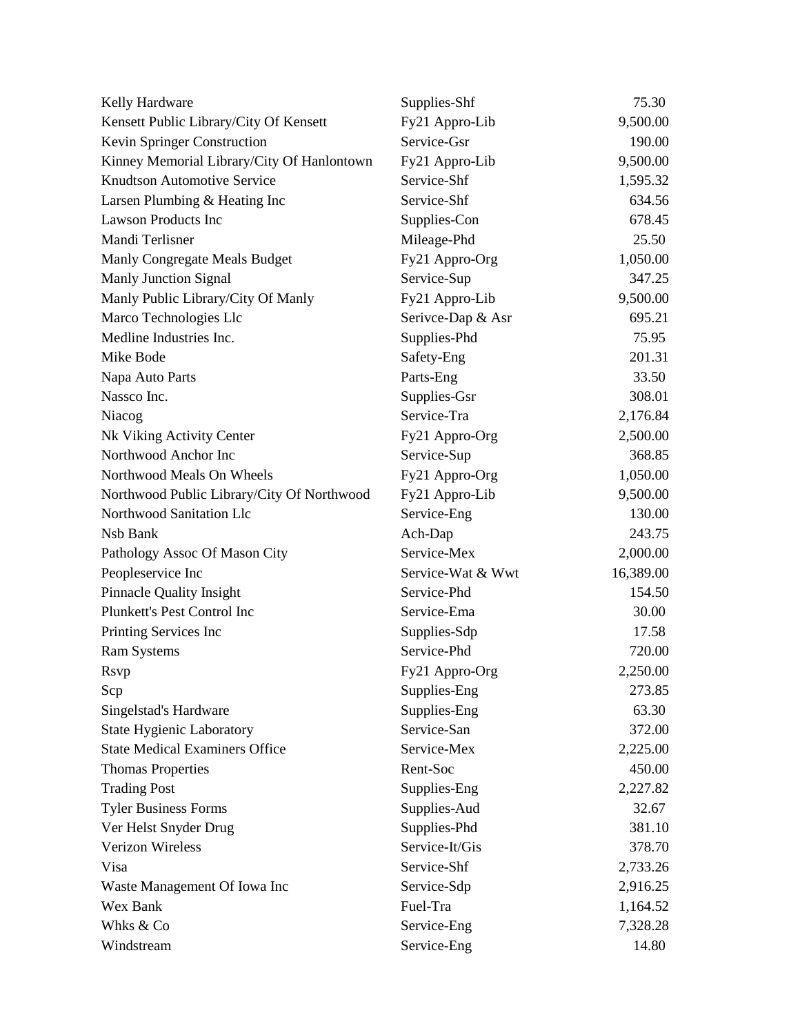| | | |
|---|---|---|
| Kelly Hardware | Supplies-Shf | 75.30 |
| Kensett Public Library/City Of Kensett | Fy21 Appro-Lib | 9,500.00 |
| Kevin Springer Construction | Service-Gsr | 190.00 |
| Kinney Memorial Library/City Of Hanlontown | Fy21 Appro-Lib | 9,500.00 |
| Knudtson Automotive Service | Service-Shf | 1,595.32 |
| Larsen Plumbing & Heating Inc | Service-Shf | 634.56 |
| Lawson Products Inc | Supplies-Con | 678.45 |
| Mandi Terlisner | Mileage-Phd | 25.50 |
| Manly Congregate Meals Budget | Fy21 Appro-Org | 1,050.00 |
| Manly Junction Signal | Service-Sup | 347.25 |
| Manly Public Library/City Of Manly | Fy21 Appro-Lib | 9,500.00 |
| Marco Technologies Llc | Serivce-Dap & Asr | 695.21 |
| Medline Industries Inc. | Supplies-Phd | 75.95 |
| Mike Bode | Safety-Eng | 201.31 |
| Napa Auto Parts | Parts-Eng | 33.50 |
| Nassco Inc. | Supplies-Gsr | 308.01 |
| Niacog | Service-Tra | 2,176.84 |
| Nk Viking Activity Center | Fy21 Appro-Org | 2,500.00 |
| Northwood Anchor Inc | Service-Sup | 368.85 |
| Northwood Meals On Wheels | Fy21 Appro-Org | 1,050.00 |
| Northwood Public Library/City Of Northwood | Fy21 Appro-Lib | 9,500.00 |
| Northwood Sanitation Llc | Service-Eng | 130.00 |
| Nsb Bank | Ach-Dap | 243.75 |
| Pathology Assoc Of Mason City | Service-Mex | 2,000.00 |
| Peopleservice Inc | Service-Wat & Wwt | 16,389.00 |
| Pinnacle Quality Insight | Service-Phd | 154.50 |
| Plunkett's Pest Control Inc | Service-Ema | 30.00 |
| Printing Services Inc | Supplies-Sdp | 17.58 |
| Ram Systems | Service-Phd | 720.00 |
| Rsvp | Fy21 Appro-Org | 2,250.00 |
| Scp | Supplies-Eng | 273.85 |
| Singelstad's Hardware | Supplies-Eng | 63.30 |
| State Hygienic Laboratory | Service-San | 372.00 |
| State Medical Examiners Office | Service-Mex | 2,225.00 |
| Thomas Properties | Rent-Soc | 450.00 |
| Trading Post | Supplies-Eng | 2,227.82 |
| Tyler Business Forms | Supplies-Aud | 32.67 |
| Ver Helst Snyder Drug | Supplies-Phd | 381.10 |
| Verizon Wireless | Service-It/Gis | 378.70 |
| Visa | Service-Shf | 2,733.26 |
| Waste Management Of Iowa Inc | Service-Sdp | 2,916.25 |
| Wex Bank | Fuel-Tra | 1,164.52 |
| Whks & Co | Service-Eng | 7,328.28 |
| Windstream | Service-Eng | 14.80 |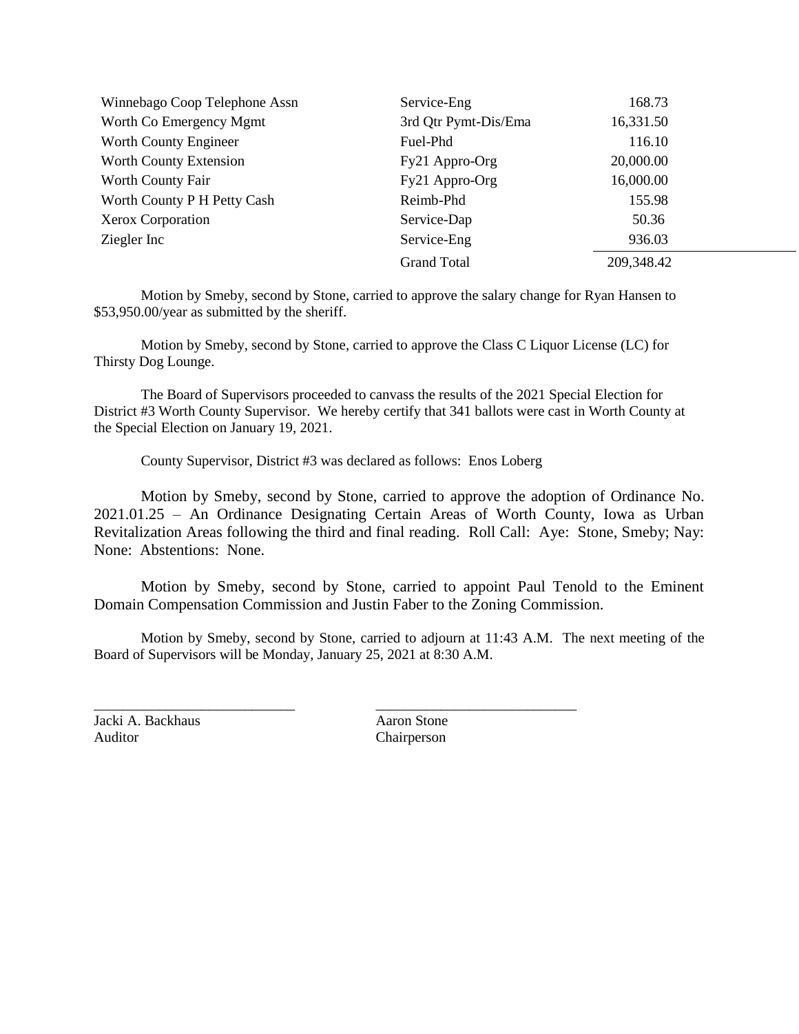| | | |
|---|---|---|
| Winnebago Coop Telephone Assn | Service-Eng | 168.73 |
| Worth Co Emergency Mgmt | 3rd Qtr Pymt-Dis/Ema | 16,331.50 |
| Worth County Engineer | Fuel-Phd | 116.10 |
| Worth County Extension | Fy21 Appro-Org | 20,000.00 |
| Worth County Fair | Fy21 Appro-Org | 16,000.00 |
| Worth County P H Petty Cash | Reimb-Phd | 155.98 |
| Xerox Corporation | Service-Dap | 50.36 |
| Ziegler Inc | Service-Eng | 936.03 |
| | Grand Total | 209,348.42 |

Motion by Smeby, second by Stone, carried to approve the salary change for Ryan Hansen to $53,950.00/year as submitted by the sheriff.

Motion by Smeby, second by Stone, carried to approve the Class C Liquor License (LC) for Thirsty Dog Lounge.

The Board of Supervisors proceeded to canvass the results of the 2021 Special Election for District #3 Worth County Supervisor. We hereby certify that 341 ballots were cast in Worth County at the Special Election on January 19, 2021.

County Supervisor, District #3 was declared as follows: Enos Loberg

Motion by Smeby, second by Stone, carried to approve the adoption of Ordinance No. 2021.01.25 – An Ordinance Designating Certain Areas of Worth County, Iowa as Urban Revitalization Areas following the third and final reading. Roll Call: Aye: Stone, Smeby; Nay: None: Abstentions: None.

Motion by Smeby, second by Stone, carried to appoint Paul Tenold to the Eminent Domain Compensation Commission and Justin Faber to the Zoning Commission.

Motion by Smeby, second by Stone, carried to adjourn at 11:43 A.M. The next meeting of the Board of Supervisors will be Monday, January 25, 2021 at 8:30 A.M.

\_\_\_\_\_\_\_\_\_\_\_\_\_\_\_\_\_\_\_\_\_\_\_\_\_\_\_\_ \_\_\_\_\_\_\_\_\_\_\_\_\_\_\_\_\_\_\_\_\_\_\_\_\_\_\_\_

Jacki A. Backhaus
Auditor

Aaron Stone
Chairperson